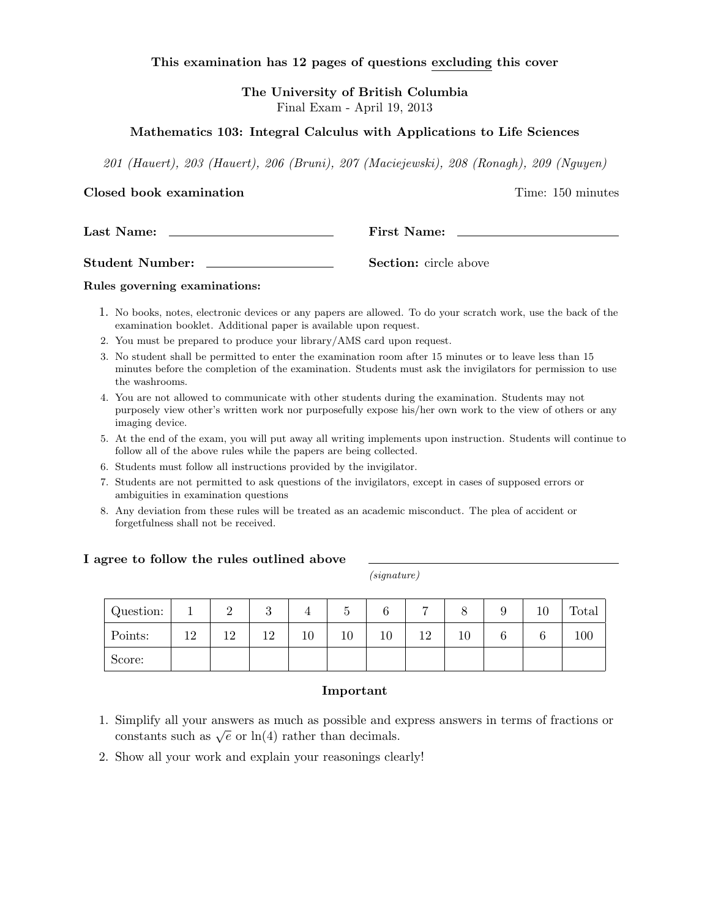**This examination has 12 pages of questions excluding this cover**

**The University of British Columbia**
Final Exam - April 19, 2013

**Mathematics 103: Integral Calculus with Applications to Life Sciences**

*201 (Hauert), 203 (Hauert), 206 (Bruni), 207 (Maciejewski), 208 (Ronagh), 209 (Nguyen)*

**Closed book examination** Time: 150 minutes

**Last Name:** ____________________ **First Name:** ____________________

**Student Number:** ____________________ **Section:** circle above

**Rules governing examinations:**

1. No books, notes, electronic devices or any papers are allowed. To do your scratch work, use the back of the examination booklet. Additional paper is available upon request.
2. You must be prepared to produce your library/AMS card upon request.
3. No student shall be permitted to enter the examination room after 15 minutes or to leave less than 15 minutes before the completion of the examination. Students must ask the invigilators for permission to use the washrooms.
4. You are not allowed to communicate with other students during the examination. Students may not purposely view other's written work nor purposefully expose his/her own work to the view of others or any imaging device.
5. At the end of the exam, you will put away all writing implements upon instruction. Students will continue to follow all of the above rules while the papers are being collected.
6. Students must follow all instructions provided by the invigilator.
7. Students are not permitted to ask questions of the invigilators, except in cases of supposed errors or ambiguities in examination questions
8. Any deviation from these rules will be treated as an academic misconduct. The plea of accident or forgetfulness shall not be received.

**I agree to follow the rules outlined above** ____________________
*(signature)*

| Question: | 1 | 2 | 3 | 4 | 5 | 6 | 7 | 8 | 9 | 10 | Total |
|---|---|---|---|---|---|---|---|---|---|---|---|
| Points: | 12 | 12 | 12 | 10 | 10 | 10 | 12 | 10 | 6 | 6 | 100 |
| Score: | | | | | | | | | | | |

**Important**

1. Simplify all your answers as much as possible and express answers in terms of fractions or constants such as $\sqrt{e}$ or $\ln(4)$ rather than decimals.
2. Show all your work and explain your reasonings clearly!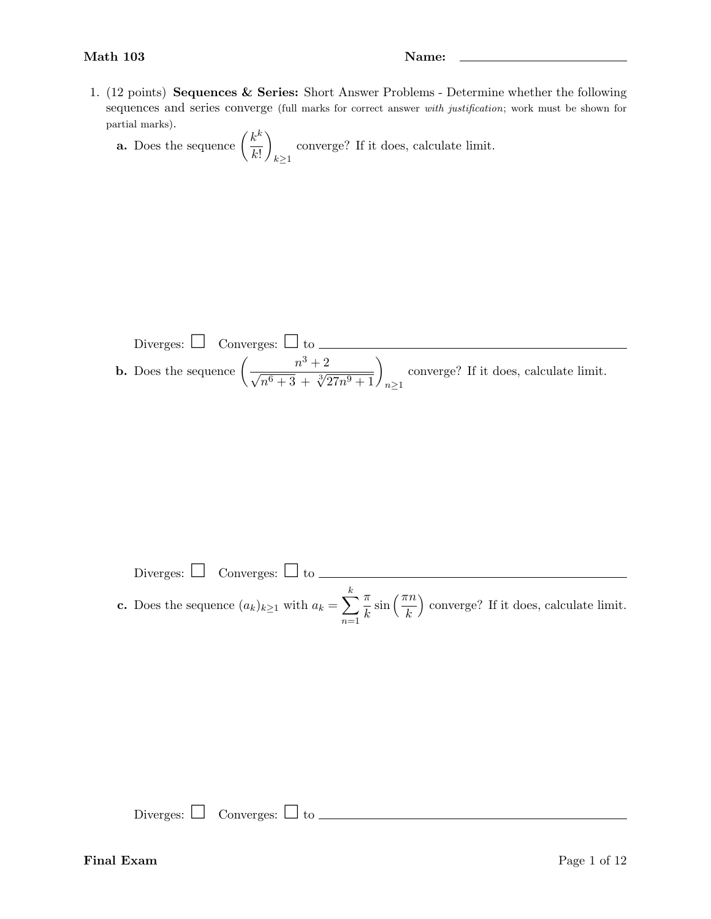**Math 103** **Name:** ____________________

1. (12 points) **Sequences & Series:** Short Answer Problems - Determine whether the following sequences and series converge (full marks for correct answer *with justification*; work must be shown for partial marks).

   **a.** Does the sequence $\left(\dfrac{k^k}{k!}\right)_{k\geq 1}$ converge? If it does, calculate limit.

   Diverges: ☐ Converges: ☐ to ____________________

   **b.** Does the sequence $\left(\dfrac{n^3+2}{\sqrt{n^6+3}\ +\ \sqrt[3]{27n^9+1}}\right)_{n\geq 1}$ converge? If it does, calculate limit.

   Diverges: ☐ Converges: ☐ to ____________________

   **c.** Does the sequence $(a_k)_{k\geq 1}$ with $a_k = \displaystyle\sum_{n=1}^{k} \frac{\pi}{k} \sin\left(\frac{\pi n}{k}\right)$ converge? If it does, calculate limit.

   Diverges: ☐ Converges: ☐ to ____________________

**Final Exam**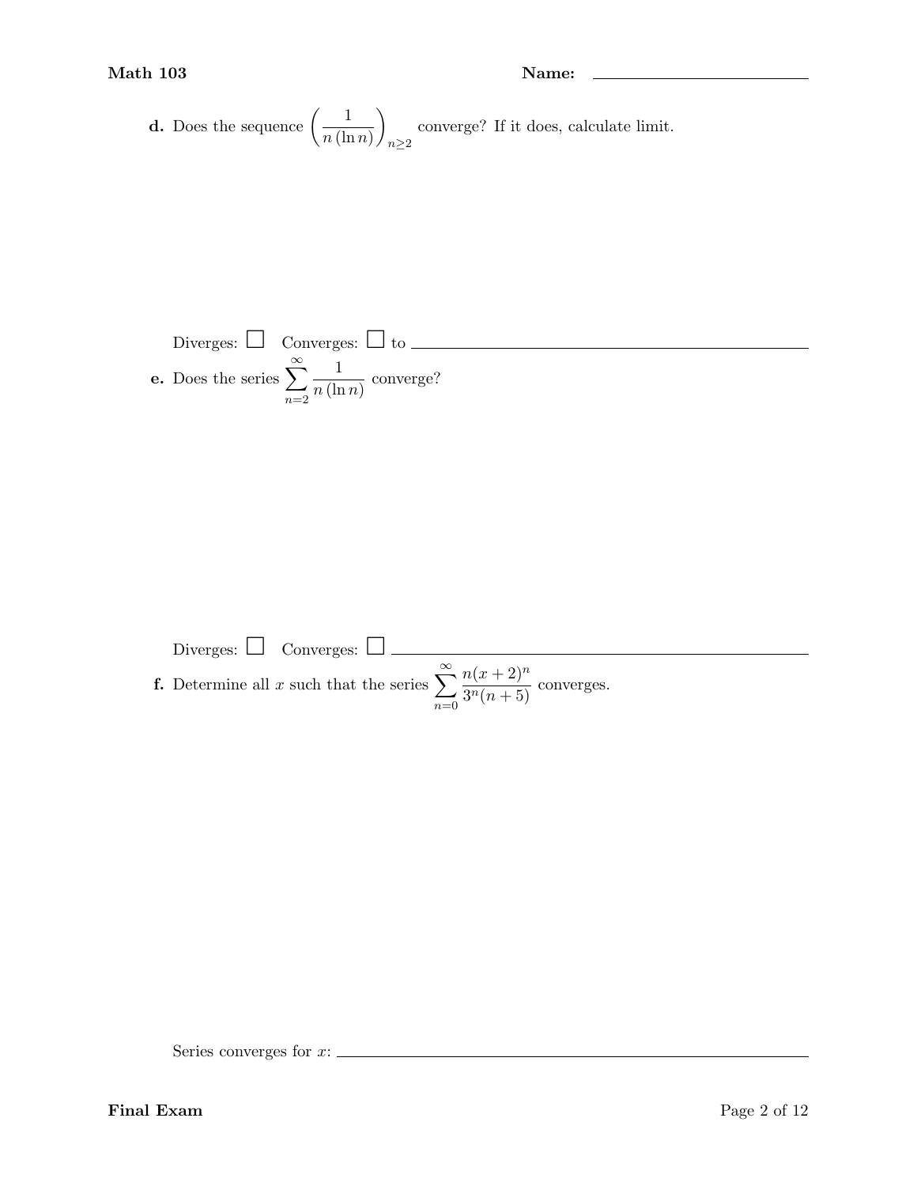**d.** Does the sequence $\left(\dfrac{1}{n\,(\ln n)}\right)_{n\geq 2}$ converge? If it does, calculate limit.

Diverges: ☐ Converges: ☐ to \_\_\_\_\_\_\_\_\_\_\_\_\_\_\_\_\_\_\_\_\_\_\_\_\_\_\_\_\_\_\_\_\_\_\_\_\_\_\_\_

**e.** Does the series $\displaystyle\sum_{n=2}^{\infty} \frac{1}{n\,(\ln n)}$ converge?

Diverges: ☐ Converges: ☐ \_\_\_\_\_\_\_\_\_\_\_\_\_\_\_\_\_\_\_\_\_\_\_\_\_\_\_\_\_\_\_\_\_\_\_\_\_\_\_\_

**f.** Determine all $x$ such that the series $\displaystyle\sum_{n=0}^{\infty} \frac{n(x+2)^n}{3^n(n+5)}$ converges.

Series converges for $x$: \_\_\_\_\_\_\_\_\_\_\_\_\_\_\_\_\_\_\_\_\_\_\_\_\_\_\_\_\_\_\_\_\_\_\_\_\_\_\_\_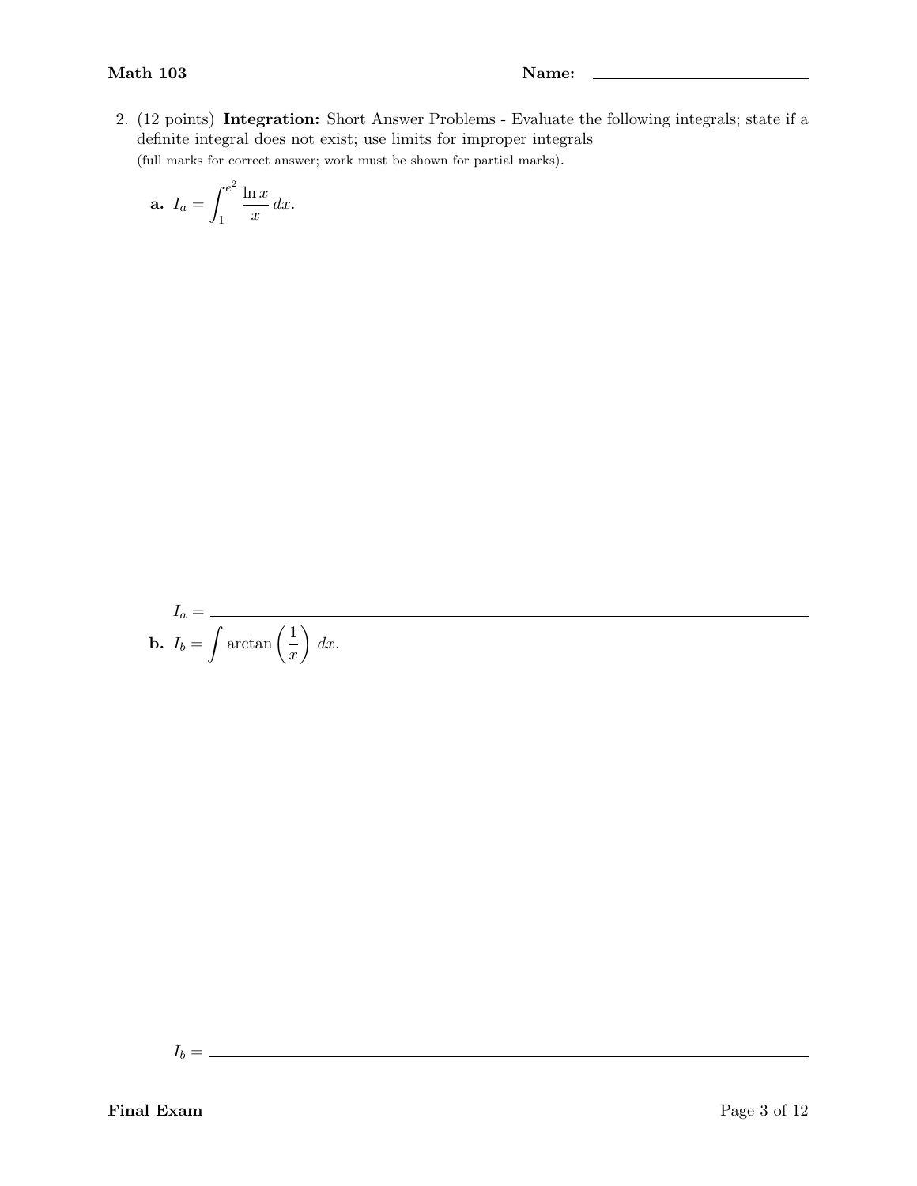2. (12 points) **Integration:** Short Answer Problems - Evaluate the following integrals; state if a definite integral does not exist; use limits for improper integrals
(full marks for correct answer; work must be shown for partial marks).

**a.** $I_a = \displaystyle\int_1^{e^2} \frac{\ln x}{x}\, dx.$

$I_a =$ ______________________________

**b.** $I_b = \displaystyle\int \arctan\left(\frac{1}{x}\right)\, dx.$

$I_b =$ ______________________________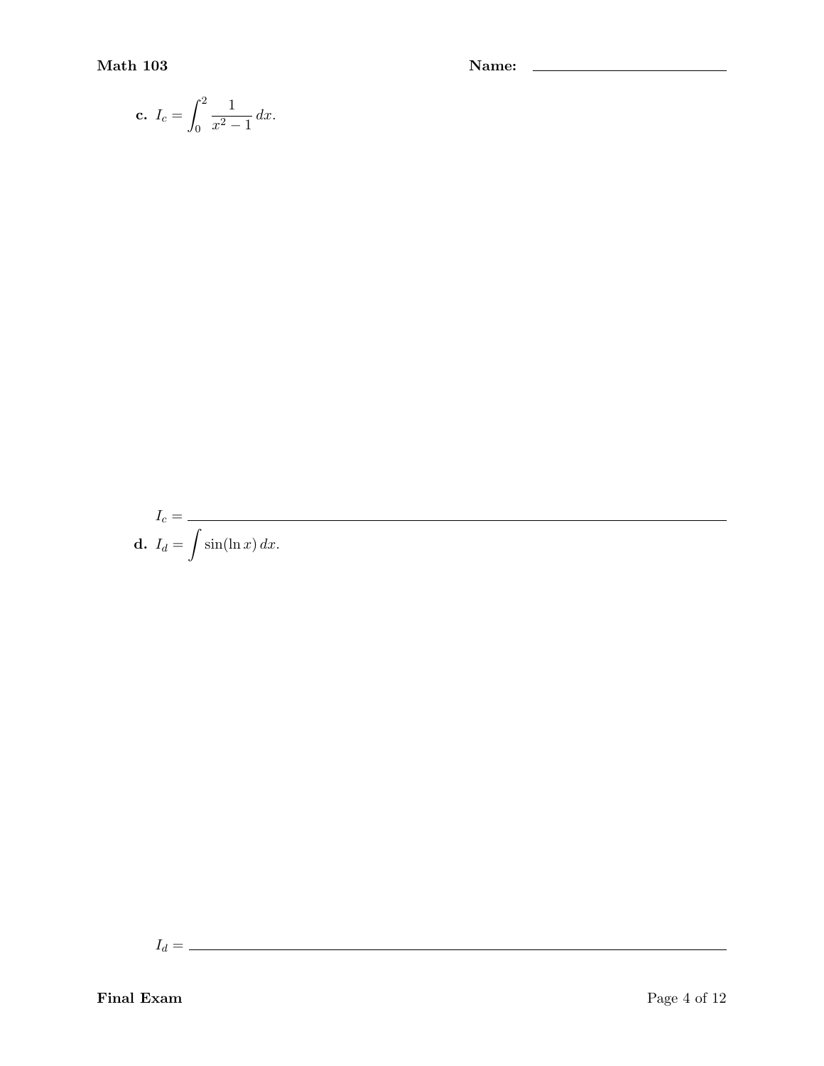**c.** $I_c = \displaystyle\int_0^2 \frac{1}{x^2 - 1}\, dx.$

$I_c =$ \_\_\_\_\_\_\_\_\_\_\_\_\_\_\_\_\_\_\_\_\_\_\_\_\_\_\_\_\_\_\_\_\_\_\_\_\_\_\_\_

**d.** $I_d = \displaystyle\int \sin(\ln x)\, dx.$

$I_d =$ \_\_\_\_\_\_\_\_\_\_\_\_\_\_\_\_\_\_\_\_\_\_\_\_\_\_\_\_\_\_\_\_\_\_\_\_\_\_\_\_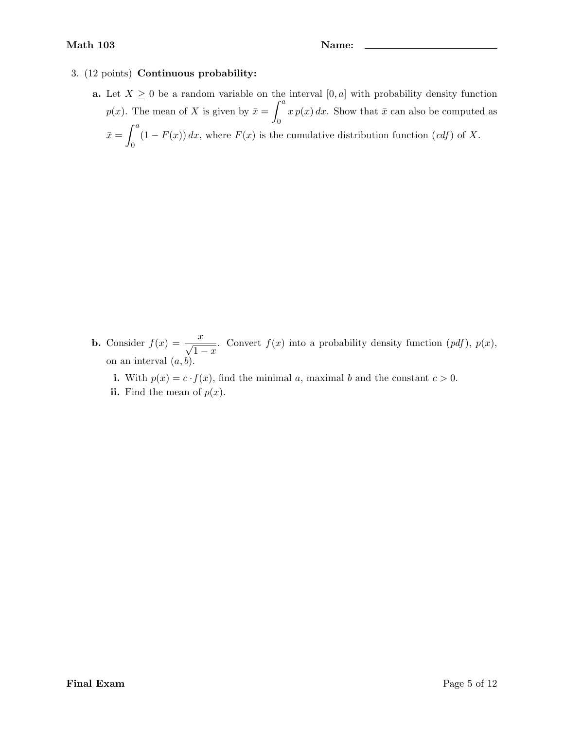3. (12 points) **Continuous probability:**

   **a.** Let $X \geq 0$ be a random variable on the interval $[0, a]$ with probability density function $p(x)$. The mean of $X$ is given by $\bar{x} = \int_0^a x\, p(x)\, dx$. Show that $\bar{x}$ can also be computed as $\bar{x} = \int_0^a (1 - F(x))\, dx$, where $F(x)$ is the cumulative distribution function (*cdf*) of $X$.

   **b.** Consider $f(x) = \dfrac{x}{\sqrt{1-x}}$. Convert $f(x)$ into a probability density function (*pdf*), $p(x)$, on an interval $(a, b)$.

   **i.** With $p(x) = c \cdot f(x)$, find the minimal $a$, maximal $b$ and the constant $c > 0$.

   **ii.** Find the mean of $p(x)$.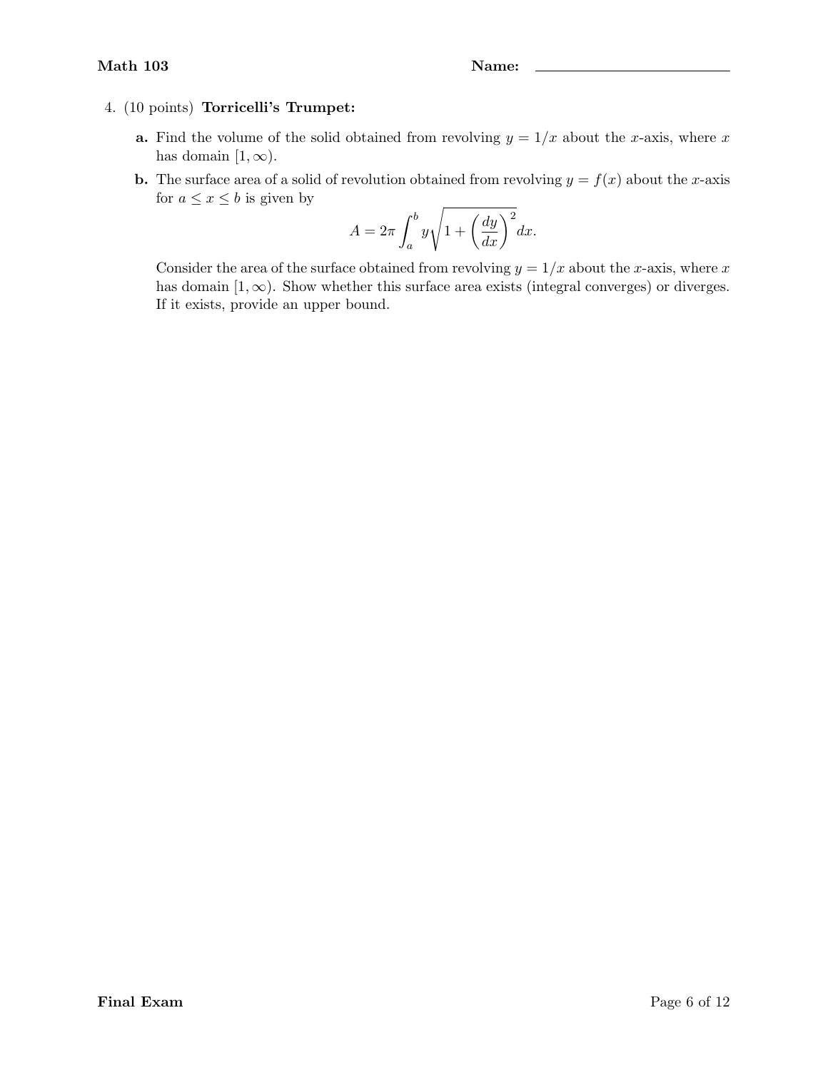4. (10 points) **Torricelli's Trumpet:**

   **a.** Find the volume of the solid obtained from revolving $y = 1/x$ about the $x$-axis, where $x$ has domain $[1, \infty)$.

   **b.** The surface area of a solid of revolution obtained from revolving $y = f(x)$ about the $x$-axis for $a \leq x \leq b$ is given by

   $$A = 2\pi \int_a^b y\sqrt{1 + \left(\frac{dy}{dx}\right)^2}\,dx.$$

   Consider the area of the surface obtained from revolving $y = 1/x$ about the $x$-axis, where $x$ has domain $[1, \infty)$. Show whether this surface area exists (integral converges) or diverges. If it exists, provide an upper bound.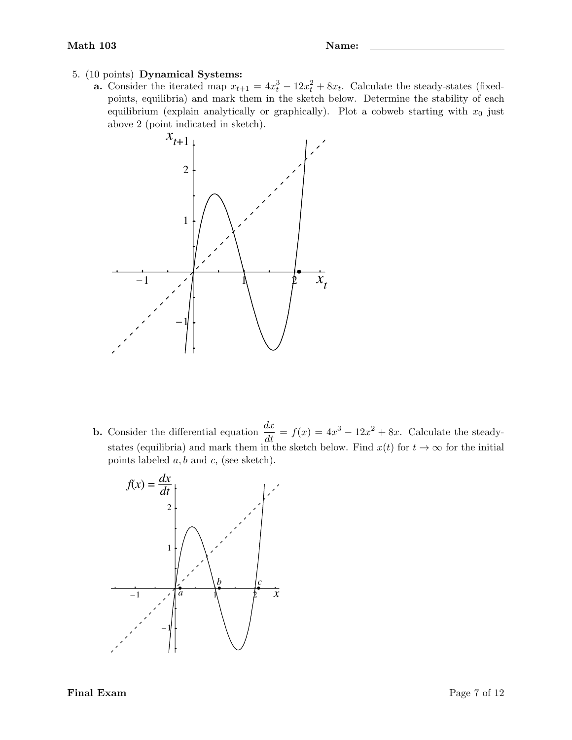5. (10 points) **Dynamical Systems:**

**a.** Consider the iterated map $x_{t+1} = 4x_t^3 - 12x_t^2 + 8x_t$. Calculate the steady-states (fixed-points, equilibria) and mark them in the sketch below. Determine the stability of each equilibrium (explain analytically or graphically). Plot a cobweb starting with $x_0$ just above 2 (point indicated in sketch).

**b.** Consider the differential equation $\frac{dx}{dt} = f(x) = 4x^3 - 12x^2 + 8x$. Calculate the steady-states (equilibria) and mark them in the sketch below. Find $x(t)$ for $t \to \infty$ for the initial points labeled $a, b$ and $c$, (see sketch).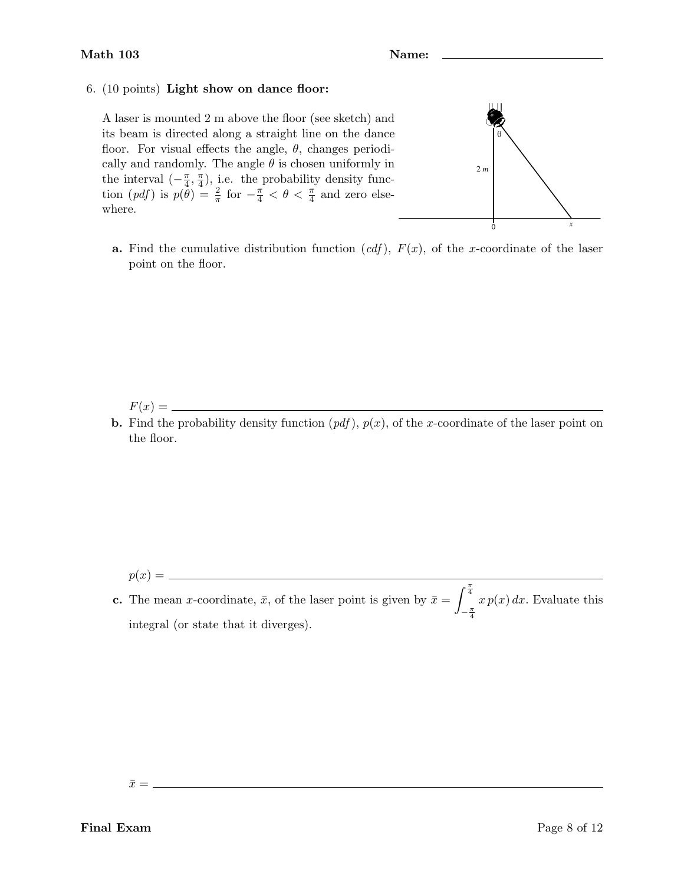6. (10 points) **Light show on dance floor:**

A laser is mounted 2 m above the floor (see sketch) and its beam is directed along a straight line on the dance floor. For visual effects the angle, $\theta$, changes periodically and randomly. The angle $\theta$ is chosen uniformly in the interval $(-\frac{\pi}{4}, \frac{\pi}{4})$, i.e. the probability density function (*pdf*) is $p(\theta) = \frac{2}{\pi}$ for $-\frac{\pi}{4} < \theta < \frac{\pi}{4}$ and zero elsewhere.

**a.** Find the cumulative distribution function (*cdf*), $F(x)$, of the $x$-coordinate of the laser point on the floor.

$F(x) =$ \_\_\_\_\_\_\_\_\_\_\_\_\_\_\_\_\_\_\_\_\_\_\_\_\_\_\_\_\_\_\_\_\_\_\_\_\_\_\_\_

**b.** Find the probability density function (*pdf*), $p(x)$, of the $x$-coordinate of the laser point on the floor.

$p(x) =$ \_\_\_\_\_\_\_\_\_\_\_\_\_\_\_\_\_\_\_\_\_\_\_\_\_\_\_\_\_\_\_\_\_\_\_\_\_\_\_\_

**c.** The mean $x$-coordinate, $\bar{x}$, of the laser point is given by $\bar{x} = \int_{-\frac{\pi}{4}}^{\frac{\pi}{4}} x\, p(x)\, dx$. Evaluate this integral (or state that it diverges).

$\bar{x} =$ \_\_\_\_\_\_\_\_\_\_\_\_\_\_\_\_\_\_\_\_\_\_\_\_\_\_\_\_\_\_\_\_\_\_\_\_\_\_\_\_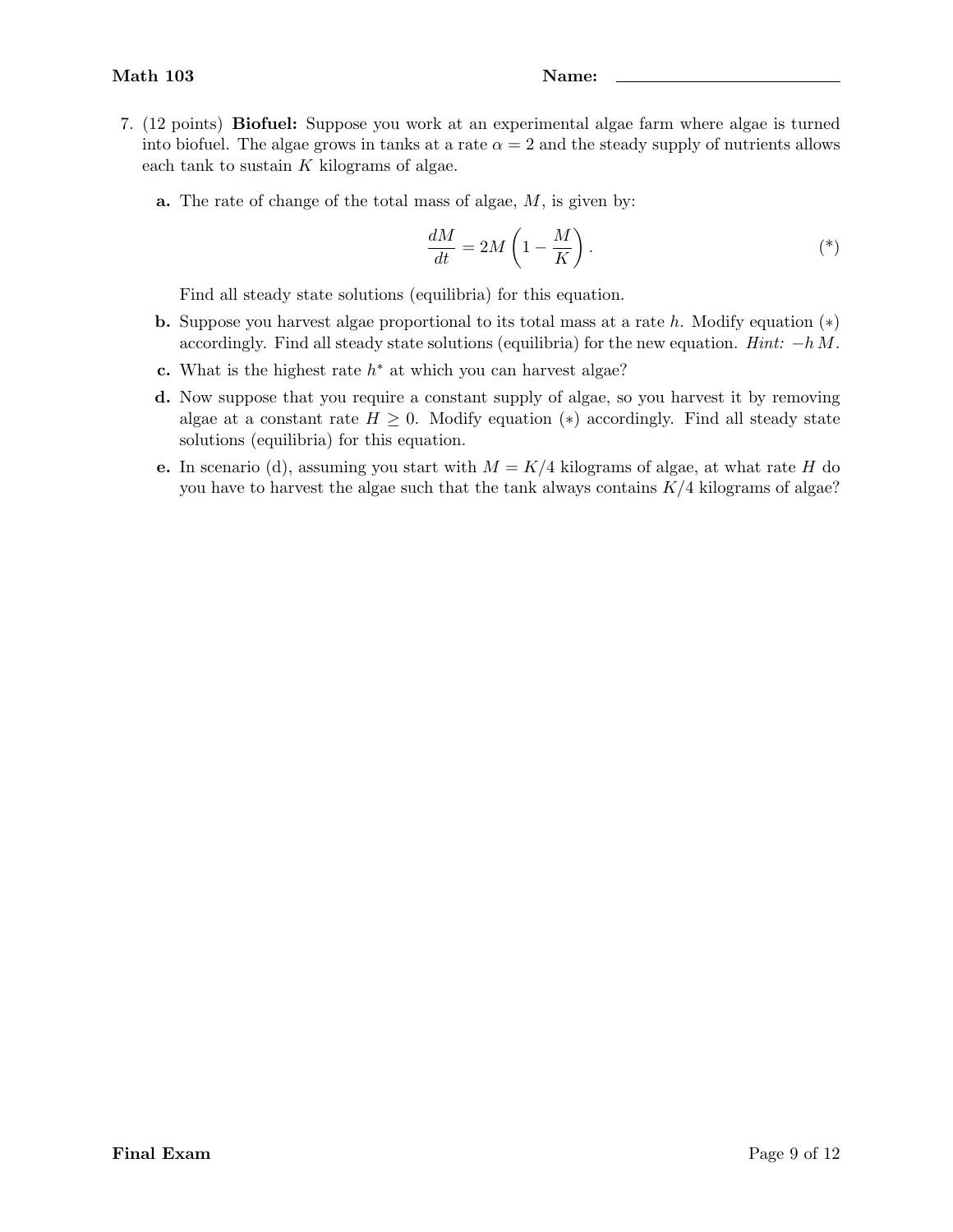7. (12 points) **Biofuel:** Suppose you work at an experimental algae farm where algae is turned into biofuel. The algae grows in tanks at a rate $\alpha = 2$ and the steady supply of nutrients allows each tank to sustain $K$ kilograms of algae.

   **a.** The rate of change of the total mass of algae, $M$, is given by:

   $$\frac{dM}{dt} = 2M\left(1 - \frac{M}{K}\right). \qquad (*)$$

   Find all steady state solutions (equilibria) for this equation.

   **b.** Suppose you harvest algae proportional to its total mass at a rate $h$. Modify equation $(*)$ accordingly. Find all steady state solutions (equilibria) for the new equation. *Hint:* $-h\,M$.

   **c.** What is the highest rate $h^*$ at which you can harvest algae?

   **d.** Now suppose that you require a constant supply of algae, so you harvest it by removing algae at a constant rate $H \geq 0$. Modify equation $(*)$ accordingly. Find all steady state solutions (equilibria) for this equation.

   **e.** In scenario (d), assuming you start with $M = K/4$ kilograms of algae, at what rate $H$ do you have to harvest the algae such that the tank always contains $K/4$ kilograms of algae?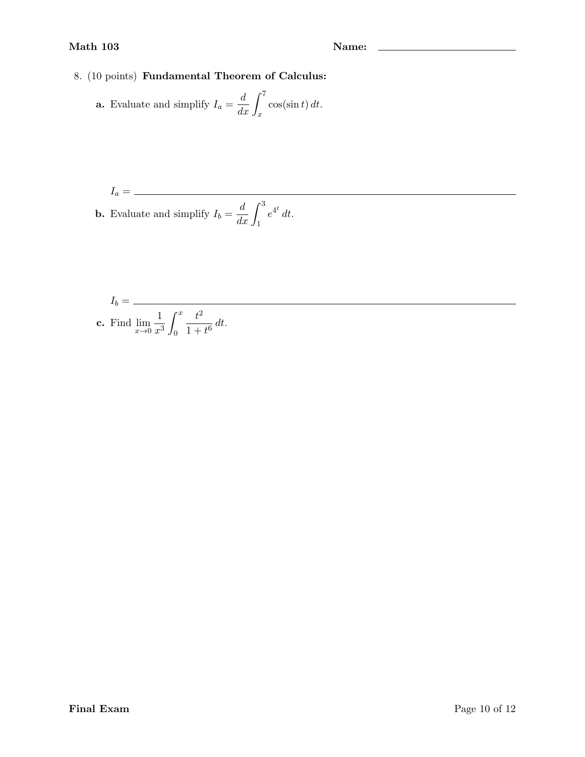8. (10 points) **Fundamental Theorem of Calculus:**

**a.** Evaluate and simplify $I_a = \dfrac{d}{dx}\displaystyle\int_x^7 \cos(\sin t)\,dt$.

$I_a =$ ______________________________

**b.** Evaluate and simplify $I_b = \dfrac{d}{dx}\displaystyle\int_1^3 e^{4^t}\,dt$.

$I_b =$ ______________________________

**c.** Find $\displaystyle\lim_{x\to 0} \frac{1}{x^3}\int_0^x \frac{t^2}{1+t^6}\,dt$.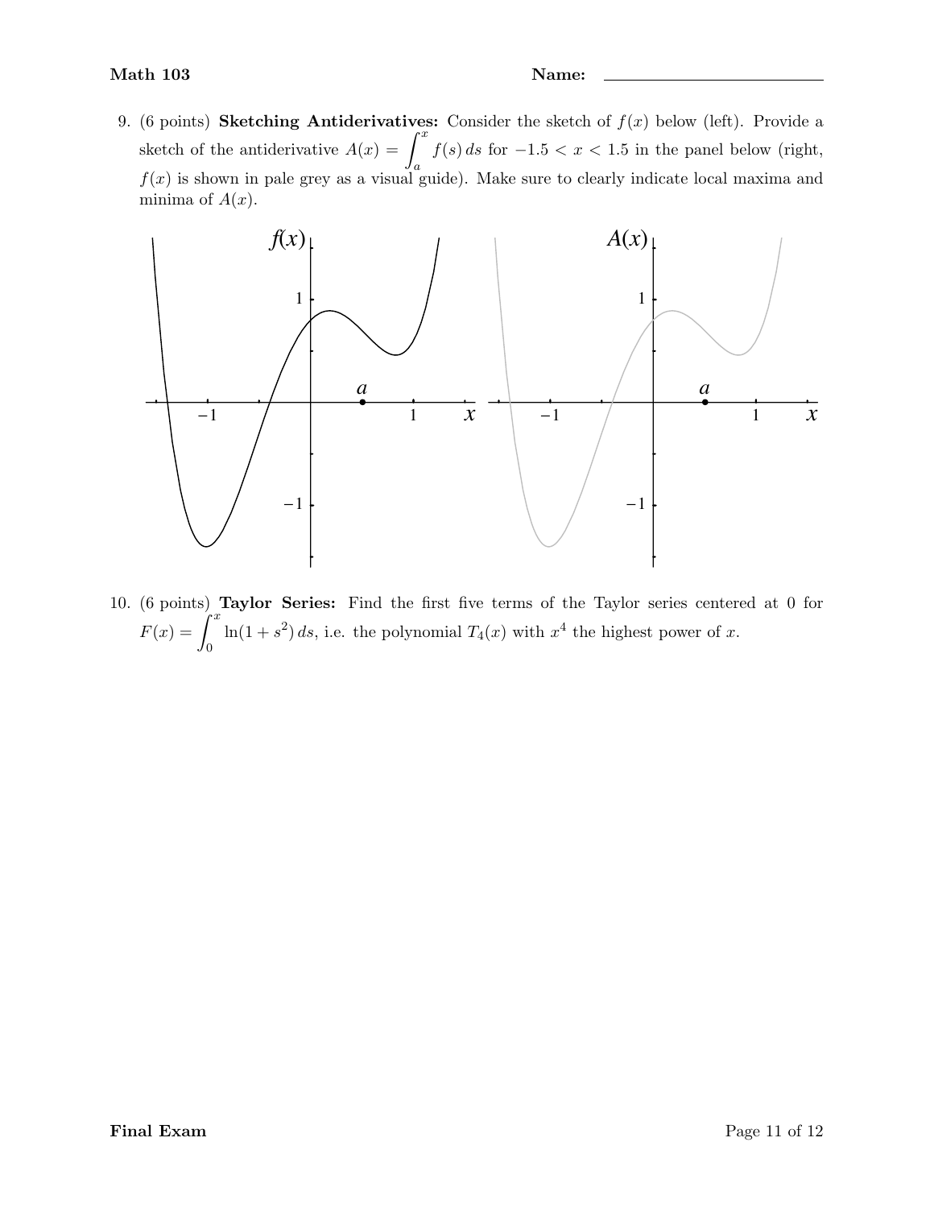9. (6 points) **Sketching Antiderivatives:** Consider the sketch of $f(x)$ below (left). Provide a sketch of the antiderivative $A(x) = \int_a^x f(s)\,ds$ for $-1.5 < x < 1.5$ in the panel below (right, $f(x)$ is shown in pale grey as a visual guide). Make sure to clearly indicate local maxima and minima of $A(x)$.

10. (6 points) **Taylor Series:** Find the first five terms of the Taylor series centered at 0 for $F(x) = \int_0^x \ln(1+s^2)\,ds$, i.e. the polynomial $T_4(x)$ with $x^4$ the highest power of $x$.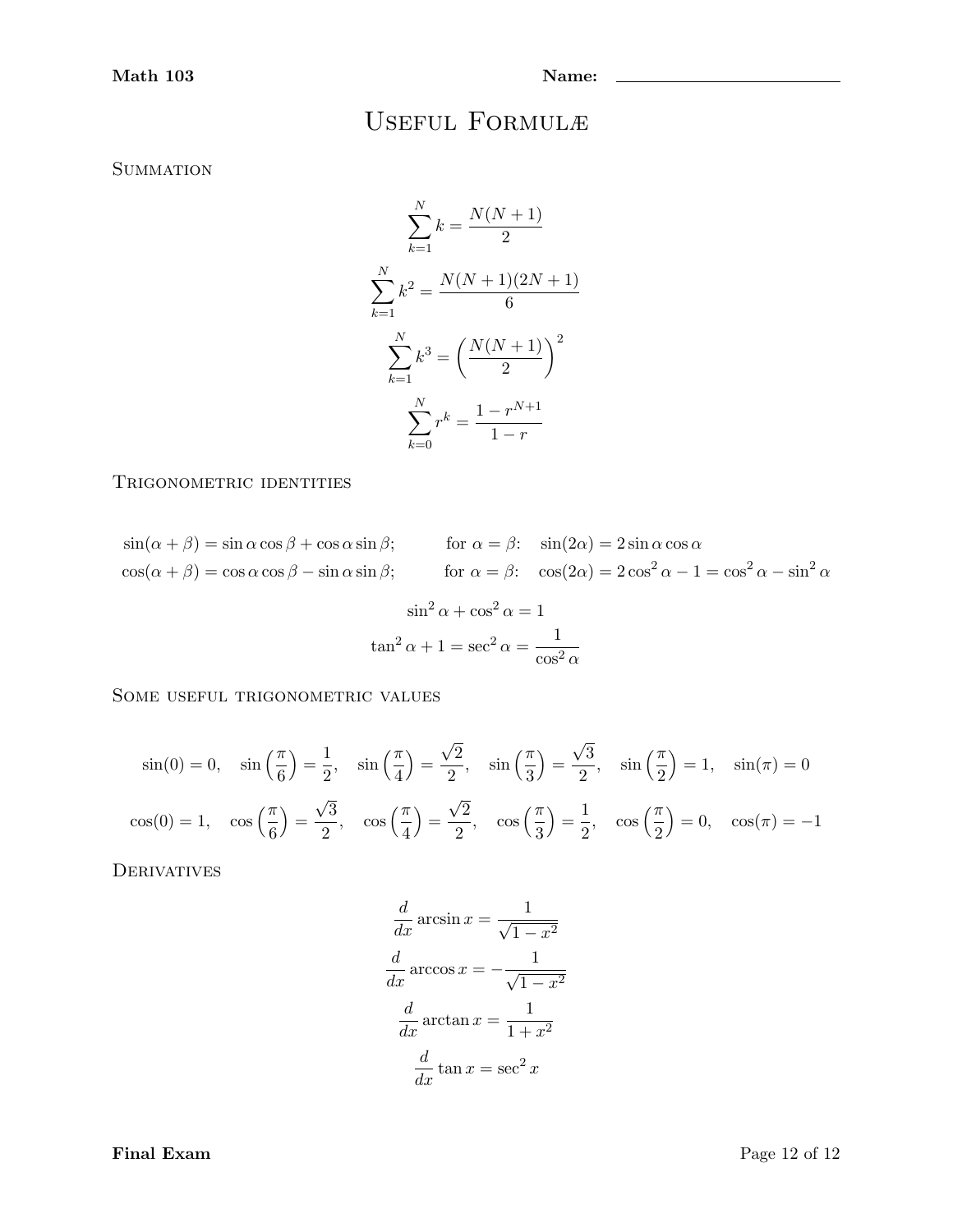# Useful Formulæ

## Summation

$$\sum_{k=1}^{N} k = \frac{N(N+1)}{2}$$

$$\sum_{k=1}^{N} k^2 = \frac{N(N+1)(2N+1)}{6}$$

$$\sum_{k=1}^{N} k^3 = \left(\frac{N(N+1)}{2}\right)^2$$

$$\sum_{k=0}^{N} r^k = \frac{1-r^{N+1}}{1-r}$$

## Trigonometric identities

$\sin(\alpha+\beta) = \sin\alpha\cos\beta + \cos\alpha\sin\beta;$ for $\alpha = \beta$: $\sin(2\alpha) = 2\sin\alpha\cos\alpha$

$\cos(\alpha+\beta) = \cos\alpha\cos\beta - \sin\alpha\sin\beta;$ for $\alpha = \beta$: $\cos(2\alpha) = 2\cos^2\alpha - 1 = \cos^2\alpha - \sin^2\alpha$

$$\sin^2\alpha + \cos^2\alpha = 1$$

$$\tan^2\alpha + 1 = \sec^2\alpha = \frac{1}{\cos^2\alpha}$$

## Some useful trigonometric values

$$\sin(0) = 0, \quad \sin\left(\frac{\pi}{6}\right) = \frac{1}{2}, \quad \sin\left(\frac{\pi}{4}\right) = \frac{\sqrt{2}}{2}, \quad \sin\left(\frac{\pi}{3}\right) = \frac{\sqrt{3}}{2}, \quad \sin\left(\frac{\pi}{2}\right) = 1, \quad \sin(\pi) = 0$$

$$\cos(0) = 1, \quad \cos\left(\frac{\pi}{6}\right) = \frac{\sqrt{3}}{2}, \quad \cos\left(\frac{\pi}{4}\right) = \frac{\sqrt{2}}{2}, \quad \cos\left(\frac{\pi}{3}\right) = \frac{1}{2}, \quad \cos\left(\frac{\pi}{2}\right) = 0, \quad \cos(\pi) = -1$$

## Derivatives

$$\frac{d}{dx}\arcsin x = \frac{1}{\sqrt{1-x^2}}$$

$$\frac{d}{dx}\arccos x = -\frac{1}{\sqrt{1-x^2}}$$

$$\frac{d}{dx}\arctan x = \frac{1}{1+x^2}$$

$$\frac{d}{dx}\tan x = \sec^2 x$$